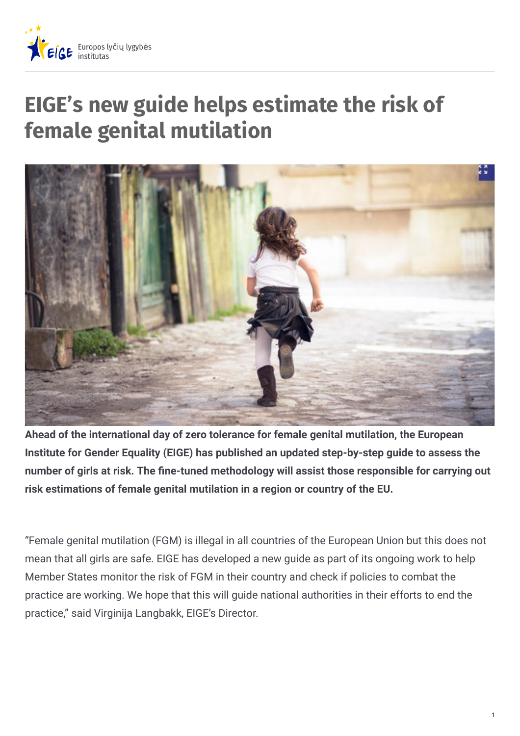# EIGE's new guide helps estimate the risk of female genital mutilation

**Ahead of the international day of zero tolerance for female genital mutilation, the European Institute for Gender Equality (EIGE) has published an updated step-by-step guide to assess the number of girls at risk. The fine-tuned methodology will assist those responsible for carrying out risk estimations of female genital mutilation in a region or country of the EU.**

"Female genital mutilation (FGM) is illegal in all countries of the European Union but this does not mean that all girls are safe. EIGE has developed a new guide as part of its ongoing work to help Member States monitor the risk of FGM in their country and check if policies to combat the practice are working. We hope that this will guide national authorities in their efforts to end the practice," said Virginija Langbakk, EIGE's Director.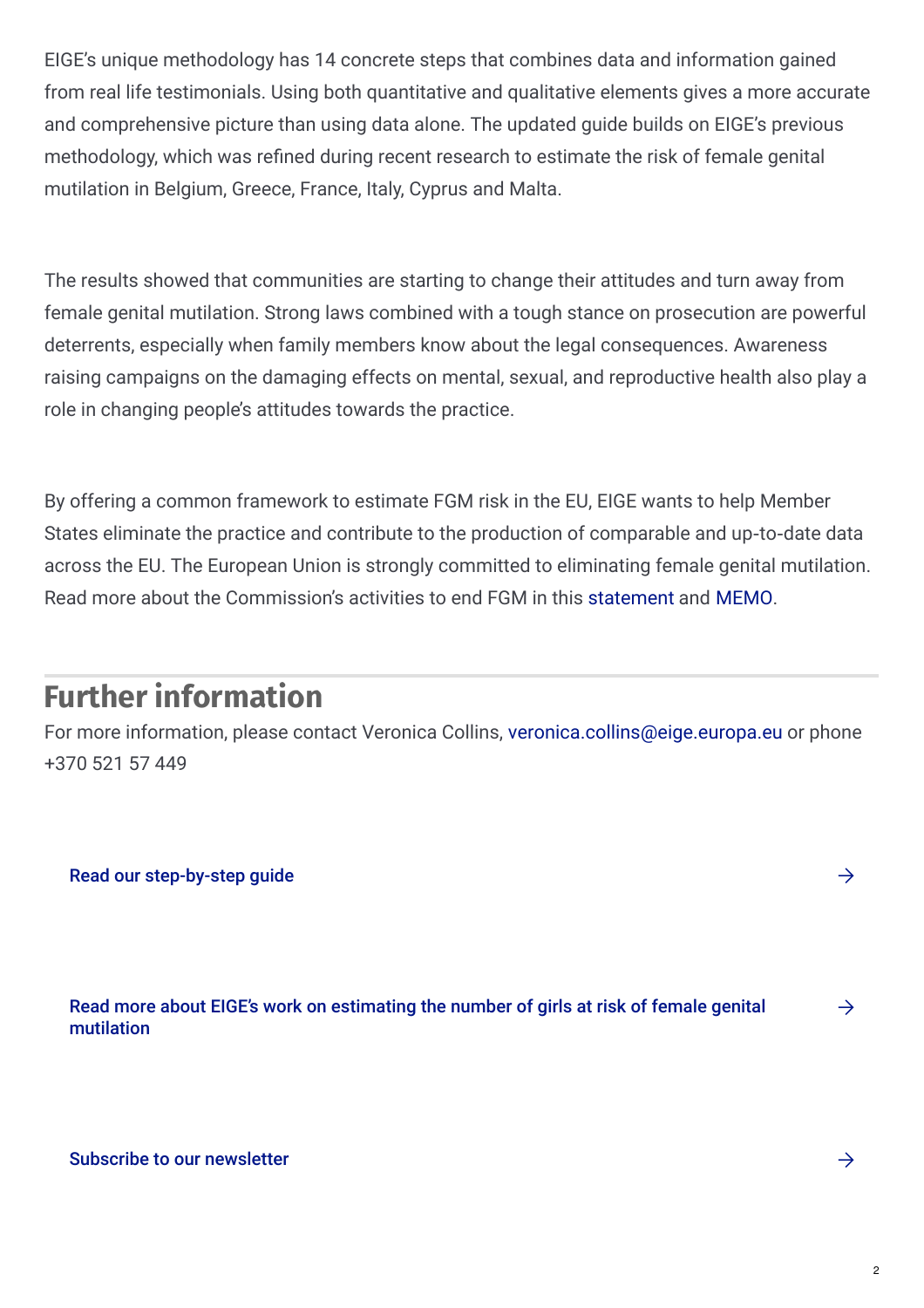EIGE's unique methodology has 14 concrete steps that combines data and information gained from real life testimonials. Using both quantitative and qualitative elements gives a more accurate and comprehensive picture than using data alone. The updated guide builds on EIGE's previous methodology, which was refined during recent research to estimate the risk of female genital mutilation in Belgium, Greece, France, Italy, Cyprus and Malta.

The results showed that communities are starting to change their attitudes and turn away from female genital mutilation. Strong laws combined with a tough stance on prosecution are powerful deterrents, especially when family members know about the legal consequences. Awareness raising campaigns on the damaging effects on mental, sexual, and reproductive health also play a role in changing people's attitudes towards the practice.

By offering a common framework to estimate FGM risk in the EU, EIGE wants to help Member States eliminate the practice and contribute to the production of comparable and up-to-date data across the EU. The European Union is strongly committed to eliminating female genital mutilation. Read more about the Commission's activities to end FGM in this statement and MEMO.

## Further information

For more information, please contact Veronica Collins, veronica.collins@eige.europa.eu or phone +370 521 57 449

Read our step-by-step guide →

Read more about EIGE's work on estimating the number of girls at risk of female genital mutilation →

Subscribe to our newsletter →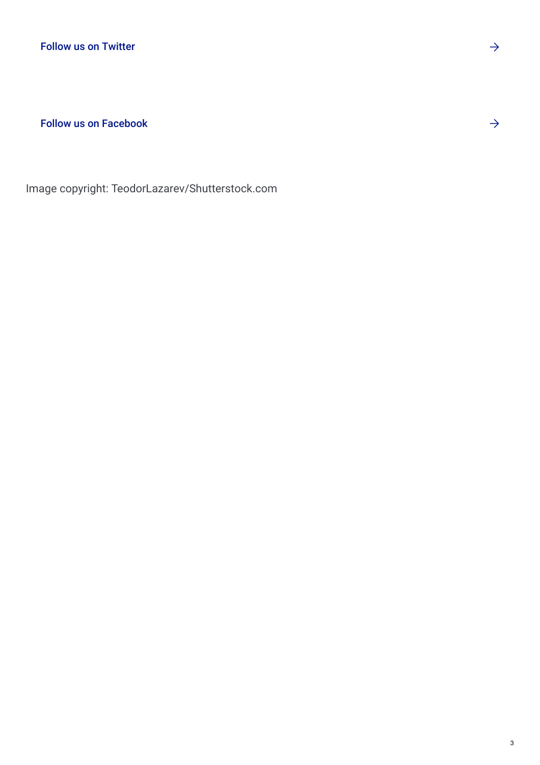Follow us on Twitter →

Follow us on Facebook →

Image copyright: TeodorLazarev/Shutterstock.com